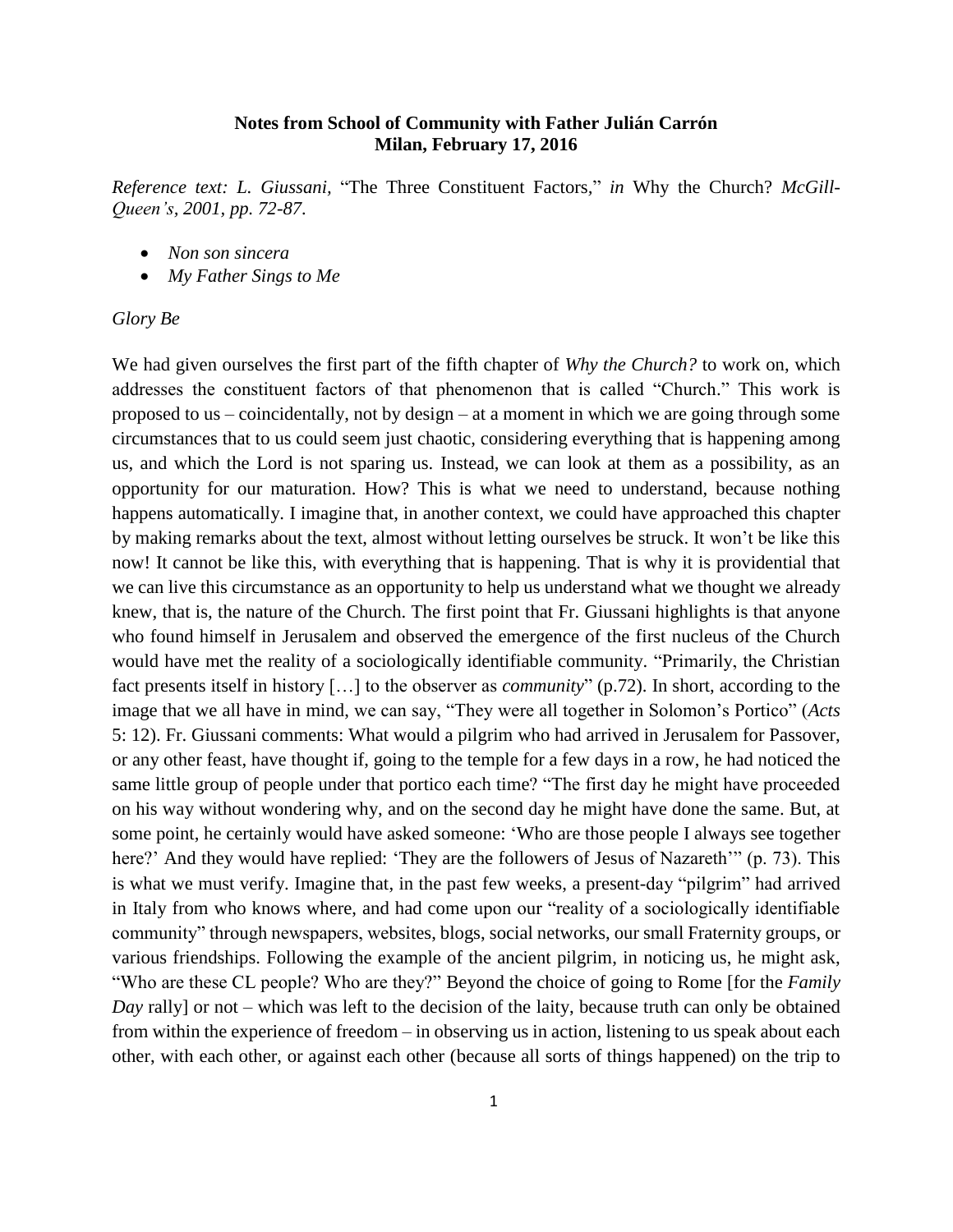**Notes from School of Community with Father Julián Carrón**
**Milan, February 17, 2016**

*Reference text: L. Giussani,* "The Three Constituent Factors," *in* Why the Church? *McGill-Queen's, 2001, pp. 72-87.*

- *Non son sincera*
- *My Father Sings to Me*

*Glory Be*

We had given ourselves the first part of the fifth chapter of *Why the Church?* to work on, which addresses the constituent factors of that phenomenon that is called "Church." This work is proposed to us – coincidentally, not by design – at a moment in which we are going through some circumstances that to us could seem just chaotic, considering everything that is happening among us, and which the Lord is not sparing us. Instead, we can look at them as a possibility, as an opportunity for our maturation. How? This is what we need to understand, because nothing happens automatically. I imagine that, in another context, we could have approached this chapter by making remarks about the text, almost without letting ourselves be struck. It won't be like this now! It cannot be like this, with everything that is happening. That is why it is providential that we can live this circumstance as an opportunity to help us understand what we thought we already knew, that is, the nature of the Church. The first point that Fr. Giussani highlights is that anyone who found himself in Jerusalem and observed the emergence of the first nucleus of the Church would have met the reality of a sociologically identifiable community. "Primarily, the Christian fact presents itself in history […] to the observer as *community*" (p.72). In short, according to the image that we all have in mind, we can say, "They were all together in Solomon's Portico" (*Acts* 5: 12). Fr. Giussani comments: What would a pilgrim who had arrived in Jerusalem for Passover, or any other feast, have thought if, going to the temple for a few days in a row, he had noticed the same little group of people under that portico each time? "The first day he might have proceeded on his way without wondering why, and on the second day he might have done the same. But, at some point, he certainly would have asked someone: 'Who are those people I always see together here?' And they would have replied: 'They are the followers of Jesus of Nazareth'" (p. 73). This is what we must verify. Imagine that, in the past few weeks, a present-day "pilgrim" had arrived in Italy from who knows where, and had come upon our "reality of a sociologically identifiable community" through newspapers, websites, blogs, social networks, our small Fraternity groups, or various friendships. Following the example of the ancient pilgrim, in noticing us, he might ask, "Who are these CL people? Who are they?" Beyond the choice of going to Rome [for the *Family Day* rally] or not – which was left to the decision of the laity, because truth can only be obtained from within the experience of freedom – in observing us in action, listening to us speak about each other, with each other, or against each other (because all sorts of things happened) on the trip to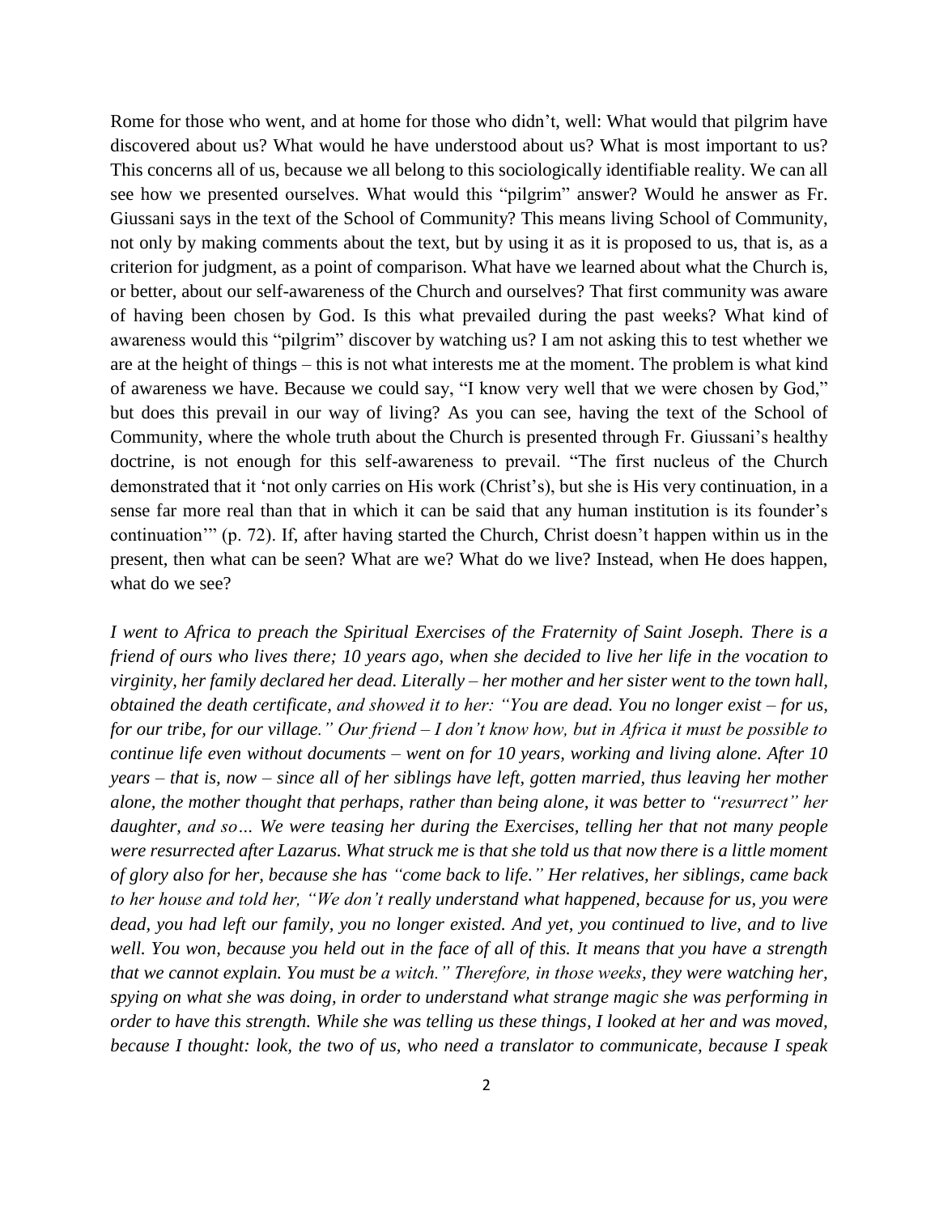Rome for those who went, and at home for those who didn't, well: What would that pilgrim have discovered about us? What would he have understood about us? What is most important to us? This concerns all of us, because we all belong to this sociologically identifiable reality. We can all see how we presented ourselves. What would this "pilgrim" answer? Would he answer as Fr. Giussani says in the text of the School of Community? This means living School of Community, not only by making comments about the text, but by using it as it is proposed to us, that is, as a criterion for judgment, as a point of comparison. What have we learned about what the Church is, or better, about our self-awareness of the Church and ourselves? That first community was aware of having been chosen by God. Is this what prevailed during the past weeks? What kind of awareness would this "pilgrim" discover by watching us? I am not asking this to test whether we are at the height of things – this is not what interests me at the moment. The problem is what kind of awareness we have. Because we could say, "I know very well that we were chosen by God," but does this prevail in our way of living? As you can see, having the text of the School of Community, where the whole truth about the Church is presented through Fr. Giussani's healthy doctrine, is not enough for this self-awareness to prevail. "The first nucleus of the Church demonstrated that it 'not only carries on His work (Christ's), but she is His very continuation, in a sense far more real than that in which it can be said that any human institution is its founder's continuation'" (p. 72). If, after having started the Church, Christ doesn't happen within us in the present, then what can be seen? What are we? What do we live? Instead, when He does happen, what do we see?

*I went to Africa to preach the Spiritual Exercises of the Fraternity of Saint Joseph. There is a friend of ours who lives there; 10 years ago, when she decided to live her life in the vocation to virginity, her family declared her dead. Literally – her mother and her sister went to the town hall, obtained the death certificate, and showed it to her: "You are dead. You no longer exist – for us, for our tribe, for our village." Our friend – I don't know how, but in Africa it must be possible to continue life even without documents – went on for 10 years, working and living alone. After 10 years – that is, now – since all of her siblings have left, gotten married, thus leaving her mother alone, the mother thought that perhaps, rather than being alone, it was better to "resurrect" her daughter, and so… We were teasing her during the Exercises, telling her that not many people were resurrected after Lazarus. What struck me is that she told us that now there is a little moment of glory also for her, because she has "come back to life." Her relatives, her siblings, came back to her house and told her, "We don't really understand what happened, because for us, you were dead, you had left our family, you no longer existed. And yet, you continued to live, and to live well. You won, because you held out in the face of all of this. It means that you have a strength that we cannot explain. You must be a witch." Therefore, in those weeks, they were watching her, spying on what she was doing, in order to understand what strange magic she was performing in order to have this strength. While she was telling us these things, I looked at her and was moved, because I thought: look, the two of us, who need a translator to communicate, because I speak*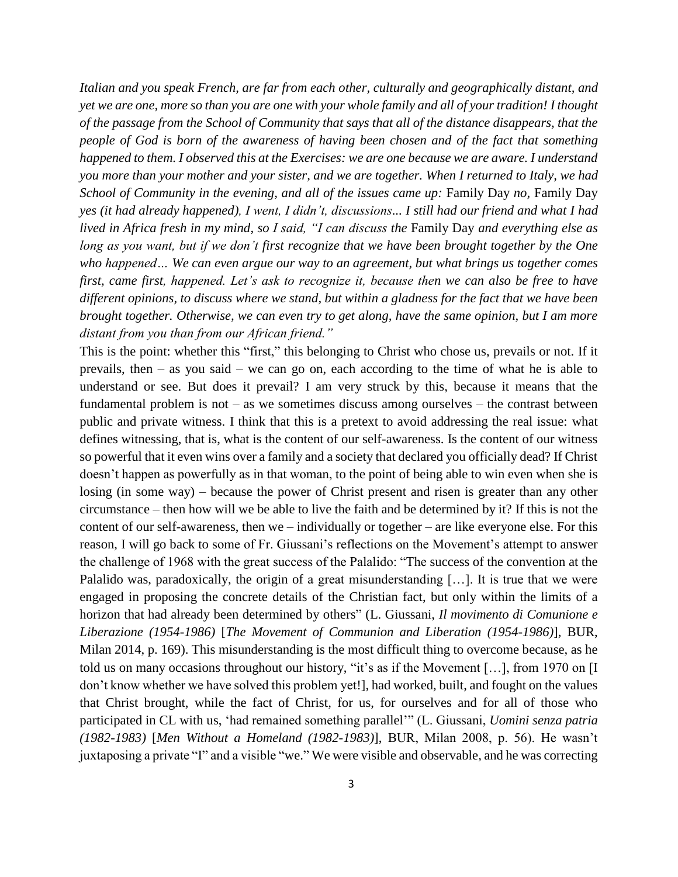*Italian and you speak French, are far from each other, culturally and geographically distant, and yet we are one, more so than you are one with your whole family and all of your tradition! I thought of the passage from the School of Community that says that all of the distance disappears, that the people of God is born of the awareness of having been chosen and of the fact that something happened to them. I observed this at the Exercises: we are one because we are aware. I understand you more than your mother and your sister, and we are together. When I returned to Italy, we had School of Community in the evening, and all of the issues came up:* Family Day *no,* Family Day *yes (it had already happened), I went, I didn't, discussions... I still had our friend and what I had lived in Africa fresh in my mind, so I said, "I can discuss the* Family Day *and everything else as long as you want, but if we don't first recognize that we have been brought together by the One who happened… We can even argue our way to an agreement, but what brings us together comes first, came first, happened. Let's ask to recognize it, because then we can also be free to have different opinions, to discuss where we stand, but within a gladness for the fact that we have been brought together. Otherwise, we can even try to get along, have the same opinion, but I am more distant from you than from our African friend."*

This is the point: whether this "first," this belonging to Christ who chose us, prevails or not. If it prevails, then – as you said – we can go on, each according to the time of what he is able to understand or see. But does it prevail? I am very struck by this, because it means that the fundamental problem is not – as we sometimes discuss among ourselves – the contrast between public and private witness. I think that this is a pretext to avoid addressing the real issue: what defines witnessing, that is, what is the content of our self-awareness. Is the content of our witness so powerful that it even wins over a family and a society that declared you officially dead? If Christ doesn't happen as powerfully as in that woman, to the point of being able to win even when she is losing (in some way) – because the power of Christ present and risen is greater than any other circumstance – then how will we be able to live the faith and be determined by it? If this is not the content of our self-awareness, then we – individually or together – are like everyone else. For this reason, I will go back to some of Fr. Giussani's reflections on the Movement's attempt to answer the challenge of 1968 with the great success of the Palalido: "The success of the convention at the Palalido was, paradoxically, the origin of a great misunderstanding […]. It is true that we were engaged in proposing the concrete details of the Christian fact, but only within the limits of a horizon that had already been determined by others" (L. Giussani, *Il movimento di Comunione e Liberazione (1954-1986)* [*The Movement of Communion and Liberation (1954-1986)*], BUR, Milan 2014, p. 169). This misunderstanding is the most difficult thing to overcome because, as he told us on many occasions throughout our history, "it's as if the Movement […], from 1970 on [I don't know whether we have solved this problem yet!], had worked, built, and fought on the values that Christ brought, while the fact of Christ, for us, for ourselves and for all of those who participated in CL with us, 'had remained something parallel'" (L. Giussani, *Uomini senza patria (1982-1983)* [*Men Without a Homeland (1982-1983)*], BUR, Milan 2008, p. 56). He wasn't juxtaposing a private "I" and a visible "we." We were visible and observable, and he was correcting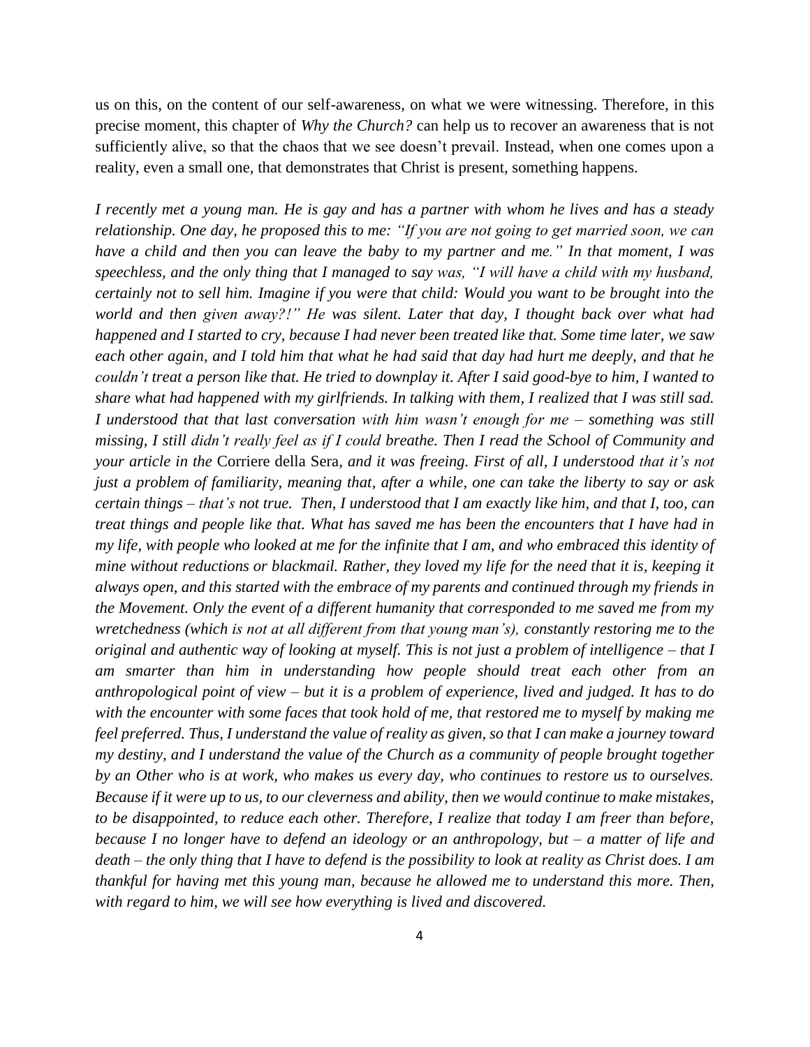us on this, on the content of our self-awareness, on what we were witnessing. Therefore, in this precise moment, this chapter of *Why the Church?* can help us to recover an awareness that is not sufficiently alive, so that the chaos that we see doesn't prevail. Instead, when one comes upon a reality, even a small one, that demonstrates that Christ is present, something happens.

*I recently met a young man. He is gay and has a partner with whom he lives and has a steady relationship. One day, he proposed this to me: "If you are not going to get married soon, we can have a child and then you can leave the baby to my partner and me." In that moment, I was speechless, and the only thing that I managed to say was, "I will have a child with my husband, certainly not to sell him. Imagine if you were that child: Would you want to be brought into the world and then given away?!" He was silent. Later that day, I thought back over what had happened and I started to cry, because I had never been treated like that. Some time later, we saw each other again, and I told him that what he had said that day had hurt me deeply, and that he couldn't treat a person like that. He tried to downplay it. After I said good-bye to him, I wanted to share what had happened with my girlfriends. In talking with them, I realized that I was still sad. I understood that that last conversation with him wasn't enough for me – something was still missing, I still didn't really feel as if I could breathe. Then I read the School of Community and your article in the* Corriere della Sera*, and it was freeing. First of all, I understood that it's not just a problem of familiarity, meaning that, after a while, one can take the liberty to say or ask certain things – that's not true. Then, I understood that I am exactly like him, and that I, too, can treat things and people like that. What has saved me has been the encounters that I have had in my life, with people who looked at me for the infinite that I am, and who embraced this identity of mine without reductions or blackmail. Rather, they loved my life for the need that it is, keeping it always open, and this started with the embrace of my parents and continued through my friends in the Movement. Only the event of a different humanity that corresponded to me saved me from my wretchedness (which is not at all different from that young man's), constantly restoring me to the original and authentic way of looking at myself. This is not just a problem of intelligence – that I am smarter than him in understanding how people should treat each other from an anthropological point of view – but it is a problem of experience, lived and judged. It has to do with the encounter with some faces that took hold of me, that restored me to myself by making me feel preferred. Thus, I understand the value of reality as given, so that I can make a journey toward my destiny, and I understand the value of the Church as a community of people brought together by an Other who is at work, who makes us every day, who continues to restore us to ourselves. Because if it were up to us, to our cleverness and ability, then we would continue to make mistakes, to be disappointed, to reduce each other. Therefore, I realize that today I am freer than before, because I no longer have to defend an ideology or an anthropology, but – a matter of life and death – the only thing that I have to defend is the possibility to look at reality as Christ does. I am thankful for having met this young man, because he allowed me to understand this more. Then, with regard to him, we will see how everything is lived and discovered.*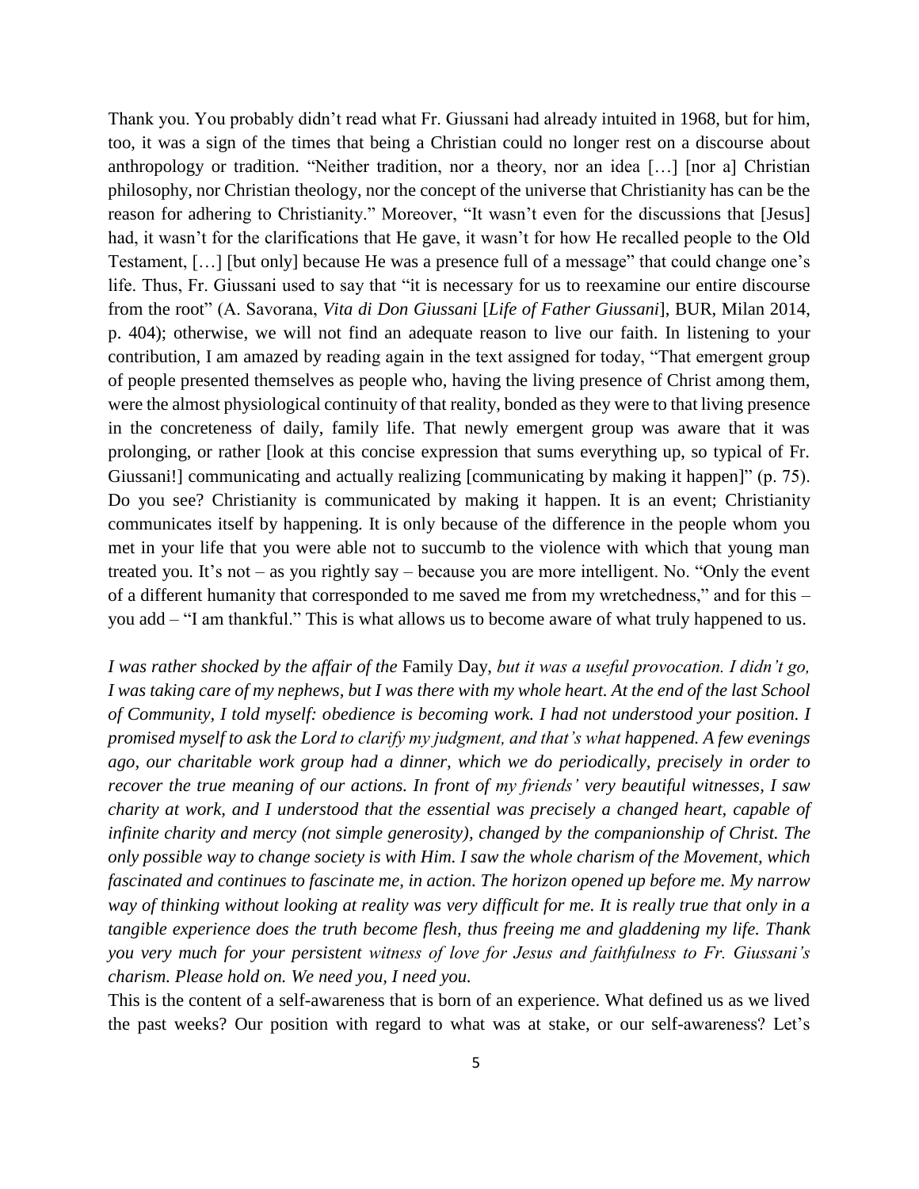Thank you. You probably didn't read what Fr. Giussani had already intuited in 1968, but for him, too, it was a sign of the times that being a Christian could no longer rest on a discourse about anthropology or tradition. "Neither tradition, nor a theory, nor an idea […] [nor a] Christian philosophy, nor Christian theology, nor the concept of the universe that Christianity has can be the reason for adhering to Christianity." Moreover, "It wasn't even for the discussions that [Jesus] had, it wasn't for the clarifications that He gave, it wasn't for how He recalled people to the Old Testament, […] [but only] because He was a presence full of a message" that could change one's life. Thus, Fr. Giussani used to say that "it is necessary for us to reexamine our entire discourse from the root" (A. Savorana, *Vita di Don Giussani* [*Life of Father Giussani*], BUR, Milan 2014, p. 404); otherwise, we will not find an adequate reason to live our faith. In listening to your contribution, I am amazed by reading again in the text assigned for today, "That emergent group of people presented themselves as people who, having the living presence of Christ among them, were the almost physiological continuity of that reality, bonded as they were to that living presence in the concreteness of daily, family life. That newly emergent group was aware that it was prolonging, or rather [look at this concise expression that sums everything up, so typical of Fr. Giussani!] communicating and actually realizing [communicating by making it happen]" (p. 75). Do you see? Christianity is communicated by making it happen. It is an event; Christianity communicates itself by happening. It is only because of the difference in the people whom you met in your life that you were able not to succumb to the violence with which that young man treated you. It's not – as you rightly say – because you are more intelligent. No. "Only the event of a different humanity that corresponded to me saved me from my wretchedness," and for this – you add – "I am thankful." This is what allows us to become aware of what truly happened to us.

*I was rather shocked by the affair of the* Family Day, *but it was a useful provocation. I didn't go, I was taking care of my nephews, but I was there with my whole heart. At the end of the last School of Community, I told myself: obedience is becoming work. I had not understood your position. I promised myself to ask the Lord to clarify my judgment, and that's what happened. A few evenings ago, our charitable work group had a dinner, which we do periodically, precisely in order to recover the true meaning of our actions. In front of my friends' very beautiful witnesses, I saw charity at work, and I understood that the essential was precisely a changed heart, capable of infinite charity and mercy (not simple generosity), changed by the companionship of Christ. The only possible way to change society is with Him. I saw the whole charism of the Movement, which fascinated and continues to fascinate me, in action. The horizon opened up before me. My narrow way of thinking without looking at reality was very difficult for me. It is really true that only in a tangible experience does the truth become flesh, thus freeing me and gladdening my life. Thank you very much for your persistent witness of love for Jesus and faithfulness to Fr. Giussani's charism. Please hold on. We need you, I need you.*

This is the content of a self-awareness that is born of an experience. What defined us as we lived the past weeks? Our position with regard to what was at stake, or our self-awareness? Let's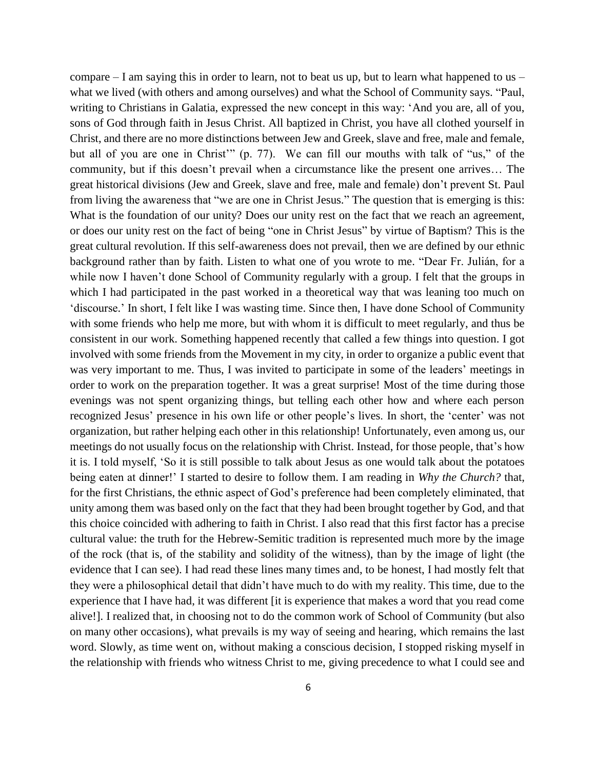compare – I am saying this in order to learn, not to beat us up, but to learn what happened to us – what we lived (with others and among ourselves) and what the School of Community says. "Paul, writing to Christians in Galatia, expressed the new concept in this way: 'And you are, all of you, sons of God through faith in Jesus Christ. All baptized in Christ, you have all clothed yourself in Christ, and there are no more distinctions between Jew and Greek, slave and free, male and female, but all of you are one in Christ'" (p. 77). We can fill our mouths with talk of "us," of the community, but if this doesn't prevail when a circumstance like the present one arrives… The great historical divisions (Jew and Greek, slave and free, male and female) don't prevent St. Paul from living the awareness that "we are one in Christ Jesus." The question that is emerging is this: What is the foundation of our unity? Does our unity rest on the fact that we reach an agreement, or does our unity rest on the fact of being "one in Christ Jesus" by virtue of Baptism? This is the great cultural revolution. If this self-awareness does not prevail, then we are defined by our ethnic background rather than by faith. Listen to what one of you wrote to me. "Dear Fr. Julián, for a while now I haven't done School of Community regularly with a group. I felt that the groups in which I had participated in the past worked in a theoretical way that was leaning too much on 'discourse.' In short, I felt like I was wasting time. Since then, I have done School of Community with some friends who help me more, but with whom it is difficult to meet regularly, and thus be consistent in our work. Something happened recently that called a few things into question. I got involved with some friends from the Movement in my city, in order to organize a public event that was very important to me. Thus, I was invited to participate in some of the leaders' meetings in order to work on the preparation together. It was a great surprise! Most of the time during those evenings was not spent organizing things, but telling each other how and where each person recognized Jesus' presence in his own life or other people's lives. In short, the 'center' was not organization, but rather helping each other in this relationship! Unfortunately, even among us, our meetings do not usually focus on the relationship with Christ. Instead, for those people, that's how it is. I told myself, 'So it is still possible to talk about Jesus as one would talk about the potatoes being eaten at dinner!' I started to desire to follow them. I am reading in *Why the Church?* that, for the first Christians, the ethnic aspect of God's preference had been completely eliminated, that unity among them was based only on the fact that they had been brought together by God, and that this choice coincided with adhering to faith in Christ. I also read that this first factor has a precise cultural value: the truth for the Hebrew-Semitic tradition is represented much more by the image of the rock (that is, of the stability and solidity of the witness), than by the image of light (the evidence that I can see). I had read these lines many times and, to be honest, I had mostly felt that they were a philosophical detail that didn't have much to do with my reality. This time, due to the experience that I have had, it was different [it is experience that makes a word that you read come alive!]. I realized that, in choosing not to do the common work of School of Community (but also on many other occasions), what prevails is my way of seeing and hearing, which remains the last word. Slowly, as time went on, without making a conscious decision, I stopped risking myself in the relationship with friends who witness Christ to me, giving precedence to what I could see and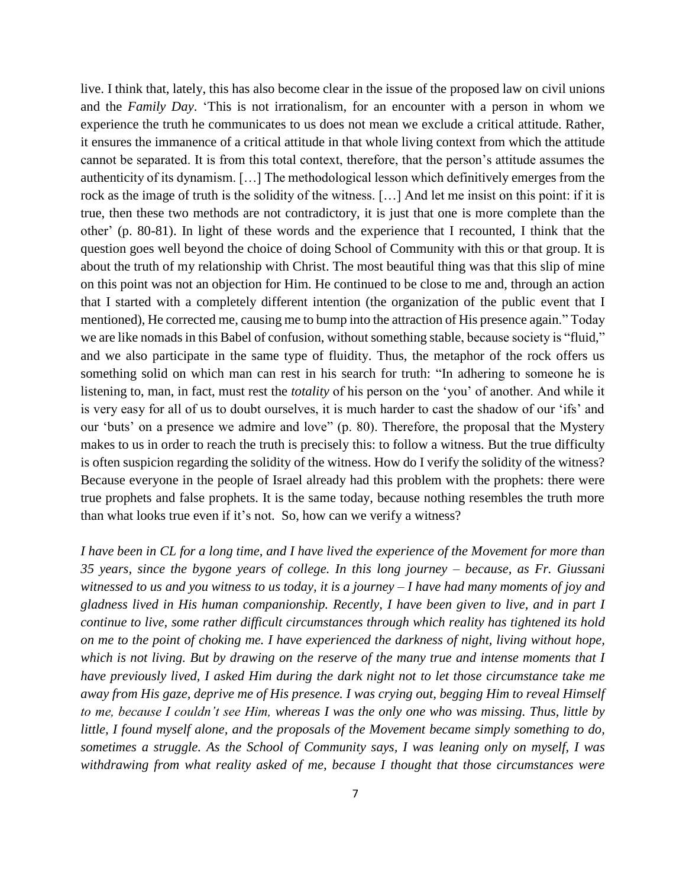live. I think that, lately, this has also become clear in the issue of the proposed law on civil unions and the *Family Day*. 'This is not irrationalism, for an encounter with a person in whom we experience the truth he communicates to us does not mean we exclude a critical attitude. Rather, it ensures the immanence of a critical attitude in that whole living context from which the attitude cannot be separated. It is from this total context, therefore, that the person's attitude assumes the authenticity of its dynamism. […] The methodological lesson which definitively emerges from the rock as the image of truth is the solidity of the witness. […] And let me insist on this point: if it is true, then these two methods are not contradictory, it is just that one is more complete than the other' (p. 80-81). In light of these words and the experience that I recounted, I think that the question goes well beyond the choice of doing School of Community with this or that group. It is about the truth of my relationship with Christ. The most beautiful thing was that this slip of mine on this point was not an objection for Him. He continued to be close to me and, through an action that I started with a completely different intention (the organization of the public event that I mentioned), He corrected me, causing me to bump into the attraction of His presence again." Today we are like nomads in this Babel of confusion, without something stable, because society is "fluid," and we also participate in the same type of fluidity. Thus, the metaphor of the rock offers us something solid on which man can rest in his search for truth: "In adhering to someone he is listening to, man, in fact, must rest the *totality* of his person on the 'you' of another. And while it is very easy for all of us to doubt ourselves, it is much harder to cast the shadow of our 'ifs' and our 'buts' on a presence we admire and love" (p. 80). Therefore, the proposal that the Mystery makes to us in order to reach the truth is precisely this: to follow a witness. But the true difficulty is often suspicion regarding the solidity of the witness. How do I verify the solidity of the witness? Because everyone in the people of Israel already had this problem with the prophets: there were true prophets and false prophets. It is the same today, because nothing resembles the truth more than what looks true even if it's not. So, how can we verify a witness?

*I have been in CL for a long time, and I have lived the experience of the Movement for more than 35 years, since the bygone years of college. In this long journey – because, as Fr. Giussani witnessed to us and you witness to us today, it is a journey – I have had many moments of joy and gladness lived in His human companionship. Recently, I have been given to live, and in part I continue to live, some rather difficult circumstances through which reality has tightened its hold on me to the point of choking me. I have experienced the darkness of night, living without hope, which is not living. But by drawing on the reserve of the many true and intense moments that I have previously lived, I asked Him during the dark night not to let those circumstance take me away from His gaze, deprive me of His presence. I was crying out, begging Him to reveal Himself to me, because I couldn't see Him, whereas I was the only one who was missing. Thus, little by little, I found myself alone, and the proposals of the Movement became simply something to do, sometimes a struggle. As the School of Community says, I was leaning only on myself, I was withdrawing from what reality asked of me, because I thought that those circumstances were*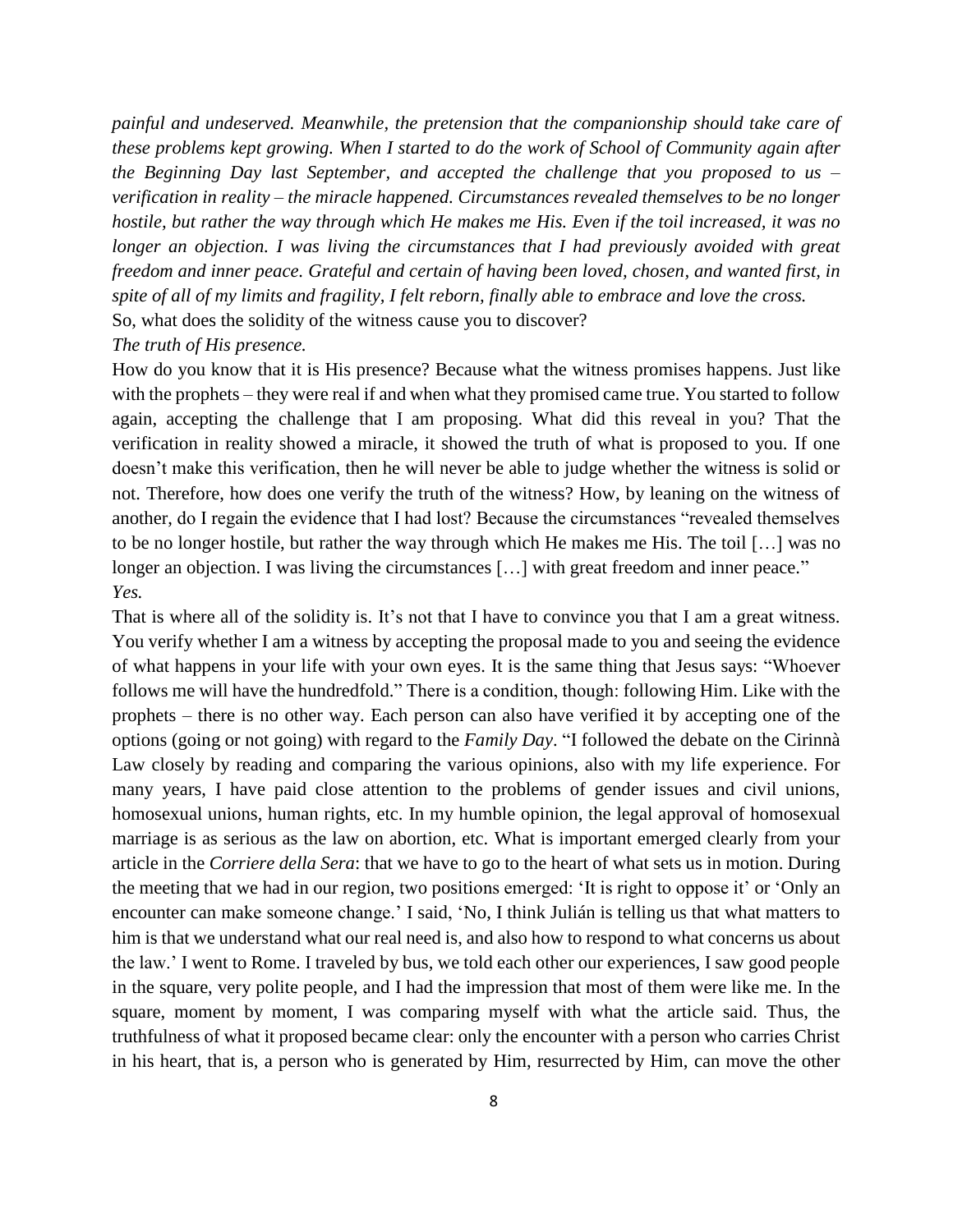*painful and undeserved. Meanwhile, the pretension that the companionship should take care of these problems kept growing. When I started to do the work of School of Community again after the Beginning Day last September, and accepted the challenge that you proposed to us – verification in reality – the miracle happened. Circumstances revealed themselves to be no longer hostile, but rather the way through which He makes me His. Even if the toil increased, it was no longer an objection. I was living the circumstances that I had previously avoided with great freedom and inner peace. Grateful and certain of having been loved, chosen, and wanted first, in spite of all of my limits and fragility, I felt reborn, finally able to embrace and love the cross.*

So, what does the solidity of the witness cause you to discover?

*The truth of His presence.*

How do you know that it is His presence? Because what the witness promises happens. Just like with the prophets – they were real if and when what they promised came true. You started to follow again, accepting the challenge that I am proposing. What did this reveal in you? That the verification in reality showed a miracle, it showed the truth of what is proposed to you. If one doesn't make this verification, then he will never be able to judge whether the witness is solid or not. Therefore, how does one verify the truth of the witness? How, by leaning on the witness of another, do I regain the evidence that I had lost? Because the circumstances "revealed themselves to be no longer hostile, but rather the way through which He makes me His. The toil […] was no longer an objection. I was living the circumstances […] with great freedom and inner peace."

*Yes.*

That is where all of the solidity is. It's not that I have to convince you that I am a great witness. You verify whether I am a witness by accepting the proposal made to you and seeing the evidence of what happens in your life with your own eyes. It is the same thing that Jesus says: "Whoever follows me will have the hundredfold." There is a condition, though: following Him. Like with the prophets – there is no other way. Each person can also have verified it by accepting one of the options (going or not going) with regard to the *Family Day*. "I followed the debate on the Cirinnà Law closely by reading and comparing the various opinions, also with my life experience. For many years, I have paid close attention to the problems of gender issues and civil unions, homosexual unions, human rights, etc. In my humble opinion, the legal approval of homosexual marriage is as serious as the law on abortion, etc. What is important emerged clearly from your article in the *Corriere della Sera*: that we have to go to the heart of what sets us in motion. During the meeting that we had in our region, two positions emerged: 'It is right to oppose it' or 'Only an encounter can make someone change.' I said, 'No, I think Julián is telling us that what matters to him is that we understand what our real need is, and also how to respond to what concerns us about the law.' I went to Rome. I traveled by bus, we told each other our experiences, I saw good people in the square, very polite people, and I had the impression that most of them were like me. In the square, moment by moment, I was comparing myself with what the article said. Thus, the truthfulness of what it proposed became clear: only the encounter with a person who carries Christ in his heart, that is, a person who is generated by Him, resurrected by Him, can move the other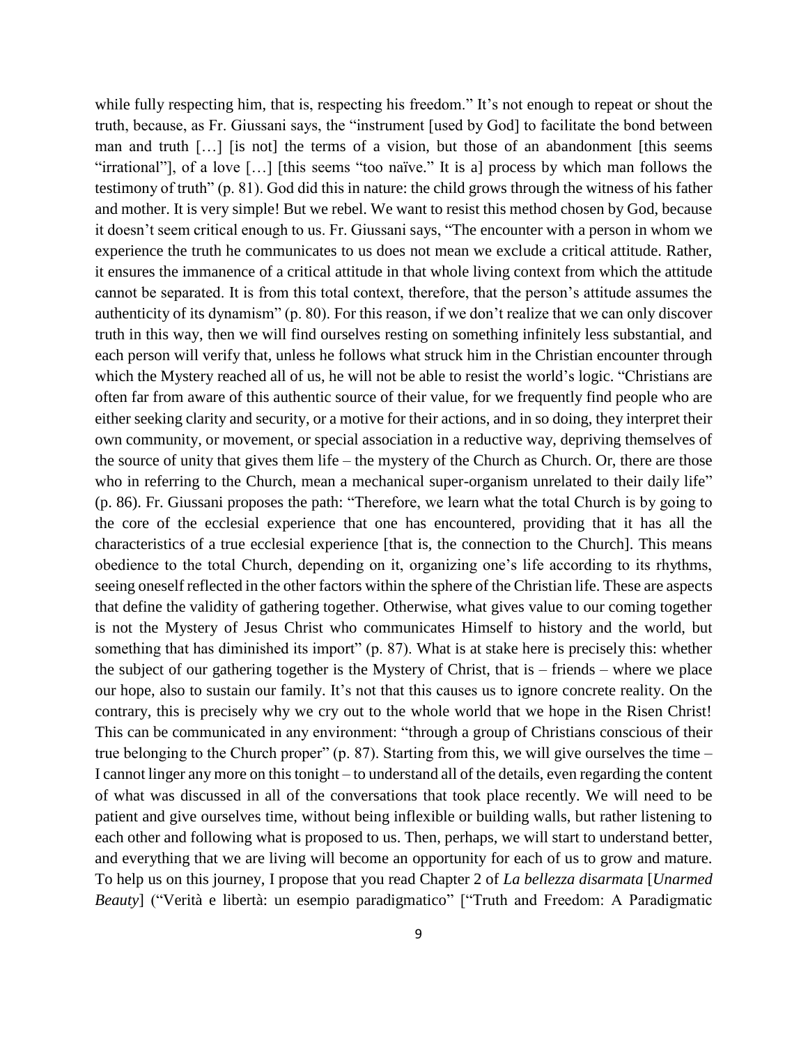while fully respecting him, that is, respecting his freedom." It's not enough to repeat or shout the truth, because, as Fr. Giussani says, the "instrument [used by God] to facilitate the bond between man and truth […] [is not] the terms of a vision, but those of an abandonment [this seems "irrational"], of a love […] [this seems "too naïve." It is a] process by which man follows the testimony of truth" (p. 81). God did this in nature: the child grows through the witness of his father and mother. It is very simple! But we rebel. We want to resist this method chosen by God, because it doesn't seem critical enough to us. Fr. Giussani says, "The encounter with a person in whom we experience the truth he communicates to us does not mean we exclude a critical attitude. Rather, it ensures the immanence of a critical attitude in that whole living context from which the attitude cannot be separated. It is from this total context, therefore, that the person's attitude assumes the authenticity of its dynamism" (p. 80). For this reason, if we don't realize that we can only discover truth in this way, then we will find ourselves resting on something infinitely less substantial, and each person will verify that, unless he follows what struck him in the Christian encounter through which the Mystery reached all of us, he will not be able to resist the world's logic. "Christians are often far from aware of this authentic source of their value, for we frequently find people who are either seeking clarity and security, or a motive for their actions, and in so doing, they interpret their own community, or movement, or special association in a reductive way, depriving themselves of the source of unity that gives them life – the mystery of the Church as Church. Or, there are those who in referring to the Church, mean a mechanical super-organism unrelated to their daily life" (p. 86). Fr. Giussani proposes the path: "Therefore, we learn what the total Church is by going to the core of the ecclesial experience that one has encountered, providing that it has all the characteristics of a true ecclesial experience [that is, the connection to the Church]. This means obedience to the total Church, depending on it, organizing one's life according to its rhythms, seeing oneself reflected in the other factors within the sphere of the Christian life. These are aspects that define the validity of gathering together. Otherwise, what gives value to our coming together is not the Mystery of Jesus Christ who communicates Himself to history and the world, but something that has diminished its import" (p. 87). What is at stake here is precisely this: whether the subject of our gathering together is the Mystery of Christ, that is – friends – where we place our hope, also to sustain our family. It's not that this causes us to ignore concrete reality. On the contrary, this is precisely why we cry out to the whole world that we hope in the Risen Christ! This can be communicated in any environment: "through a group of Christians conscious of their true belonging to the Church proper" (p. 87). Starting from this, we will give ourselves the time – I cannot linger any more on this tonight – to understand all of the details, even regarding the content of what was discussed in all of the conversations that took place recently. We will need to be patient and give ourselves time, without being inflexible or building walls, but rather listening to each other and following what is proposed to us. Then, perhaps, we will start to understand better, and everything that we are living will become an opportunity for each of us to grow and mature. To help us on this journey, I propose that you read Chapter 2 of *La bellezza disarmata* [*Unarmed Beauty*] ("Verità e libertà: un esempio paradigmatico" ["Truth and Freedom: A Paradigmatic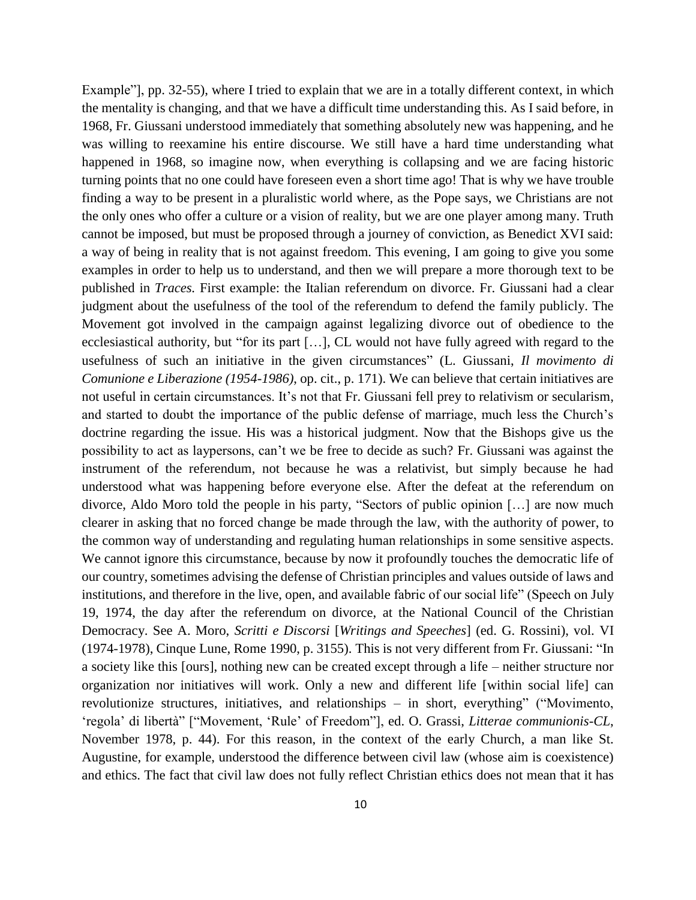Example"], pp. 32-55), where I tried to explain that we are in a totally different context, in which the mentality is changing, and that we have a difficult time understanding this. As I said before, in 1968, Fr. Giussani understood immediately that something absolutely new was happening, and he was willing to reexamine his entire discourse. We still have a hard time understanding what happened in 1968, so imagine now, when everything is collapsing and we are facing historic turning points that no one could have foreseen even a short time ago! That is why we have trouble finding a way to be present in a pluralistic world where, as the Pope says, we Christians are not the only ones who offer a culture or a vision of reality, but we are one player among many. Truth cannot be imposed, but must be proposed through a journey of conviction, as Benedict XVI said: a way of being in reality that is not against freedom. This evening, I am going to give you some examples in order to help us to understand, and then we will prepare a more thorough text to be published in *Traces.* First example: the Italian referendum on divorce. Fr. Giussani had a clear judgment about the usefulness of the tool of the referendum to defend the family publicly. The Movement got involved in the campaign against legalizing divorce out of obedience to the ecclesiastical authority, but "for its part […], CL would not have fully agreed with regard to the usefulness of such an initiative in the given circumstances" (L. Giussani, *Il movimento di Comunione e Liberazione (1954-1986)*, op. cit., p. 171). We can believe that certain initiatives are not useful in certain circumstances. It's not that Fr. Giussani fell prey to relativism or secularism, and started to doubt the importance of the public defense of marriage, much less the Church's doctrine regarding the issue. His was a historical judgment. Now that the Bishops give us the possibility to act as laypersons, can't we be free to decide as such? Fr. Giussani was against the instrument of the referendum, not because he was a relativist, but simply because he had understood what was happening before everyone else. After the defeat at the referendum on divorce, Aldo Moro told the people in his party, "Sectors of public opinion […] are now much clearer in asking that no forced change be made through the law, with the authority of power, to the common way of understanding and regulating human relationships in some sensitive aspects. We cannot ignore this circumstance, because by now it profoundly touches the democratic life of our country, sometimes advising the defense of Christian principles and values outside of laws and institutions, and therefore in the live, open, and available fabric of our social life" (Speech on July 19, 1974, the day after the referendum on divorce, at the National Council of the Christian Democracy. See A. Moro, *Scritti e Discorsi* [*Writings and Speeches*] (ed. G. Rossini), vol. VI (1974-1978), Cinque Lune, Rome 1990, p. 3155). This is not very different from Fr. Giussani: "In a society like this [ours], nothing new can be created except through a life – neither structure nor organization nor initiatives will work. Only a new and different life [within social life] can revolutionize structures, initiatives, and relationships – in short, everything" ("Movimento, 'regola' di libertà" ["Movement, 'Rule' of Freedom"], ed. O. Grassi, *Litterae communionis-CL*, November 1978, p. 44). For this reason, in the context of the early Church, a man like St. Augustine, for example, understood the difference between civil law (whose aim is coexistence) and ethics. The fact that civil law does not fully reflect Christian ethics does not mean that it has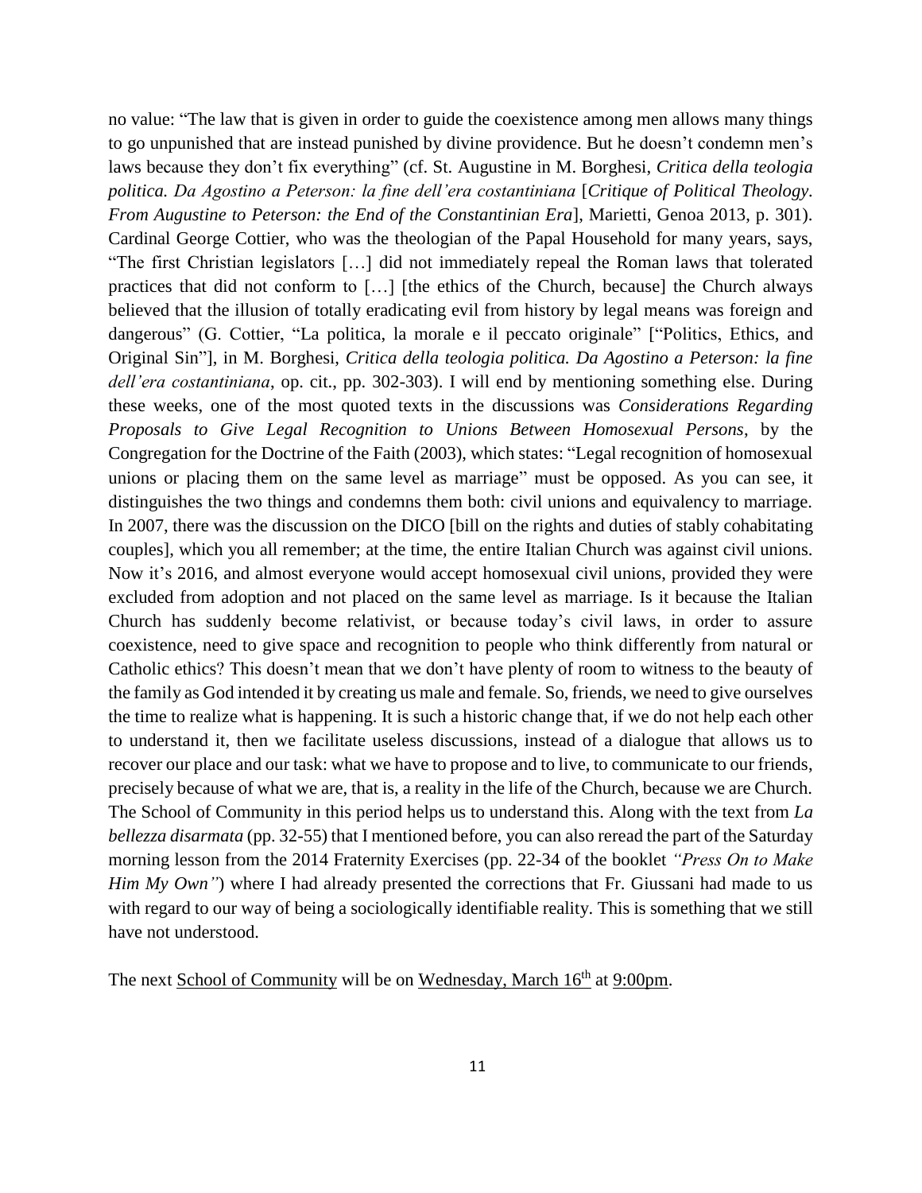no value: "The law that is given in order to guide the coexistence among men allows many things to go unpunished that are instead punished by divine providence. But he doesn't condemn men's laws because they don't fix everything" (cf. St. Augustine in M. Borghesi, *Critica della teologia politica. Da Agostino a Peterson: la fine dell'era costantiniana* [*Critique of Political Theology. From Augustine to Peterson: the End of the Constantinian Era*], Marietti, Genoa 2013, p. 301). Cardinal George Cottier, who was the theologian of the Papal Household for many years, says, "The first Christian legislators […] did not immediately repeal the Roman laws that tolerated practices that did not conform to […] [the ethics of the Church, because] the Church always believed that the illusion of totally eradicating evil from history by legal means was foreign and dangerous" (G. Cottier, "La politica, la morale e il peccato originale" ["Politics, Ethics, and Original Sin"], in M. Borghesi, *Critica della teologia politica. Da Agostino a Peterson: la fine dell'era costantiniana*, op. cit., pp. 302-303). I will end by mentioning something else. During these weeks, one of the most quoted texts in the discussions was *Considerations Regarding Proposals to Give Legal Recognition to Unions Between Homosexual Persons*, by the Congregation for the Doctrine of the Faith (2003), which states: "Legal recognition of homosexual unions or placing them on the same level as marriage" must be opposed. As you can see, it distinguishes the two things and condemns them both: civil unions and equivalency to marriage. In 2007, there was the discussion on the DICO [bill on the rights and duties of stably cohabitating couples], which you all remember; at the time, the entire Italian Church was against civil unions. Now it's 2016, and almost everyone would accept homosexual civil unions, provided they were excluded from adoption and not placed on the same level as marriage. Is it because the Italian Church has suddenly become relativist, or because today's civil laws, in order to assure coexistence, need to give space and recognition to people who think differently from natural or Catholic ethics? This doesn't mean that we don't have plenty of room to witness to the beauty of the family as God intended it by creating us male and female. So, friends, we need to give ourselves the time to realize what is happening. It is such a historic change that, if we do not help each other to understand it, then we facilitate useless discussions, instead of a dialogue that allows us to recover our place and our task: what we have to propose and to live, to communicate to our friends, precisely because of what we are, that is, a reality in the life of the Church, because we are Church. The School of Community in this period helps us to understand this. Along with the text from *La bellezza disarmata* (pp. 32-55) that I mentioned before, you can also reread the part of the Saturday morning lesson from the 2014 Fraternity Exercises (pp. 22-34 of the booklet *"Press On to Make Him My Own"*) where I had already presented the corrections that Fr. Giussani had made to us with regard to our way of being a sociologically identifiable reality. This is something that we still have not understood.

The next School of Community will be on Wednesday, March 16th at 9:00pm.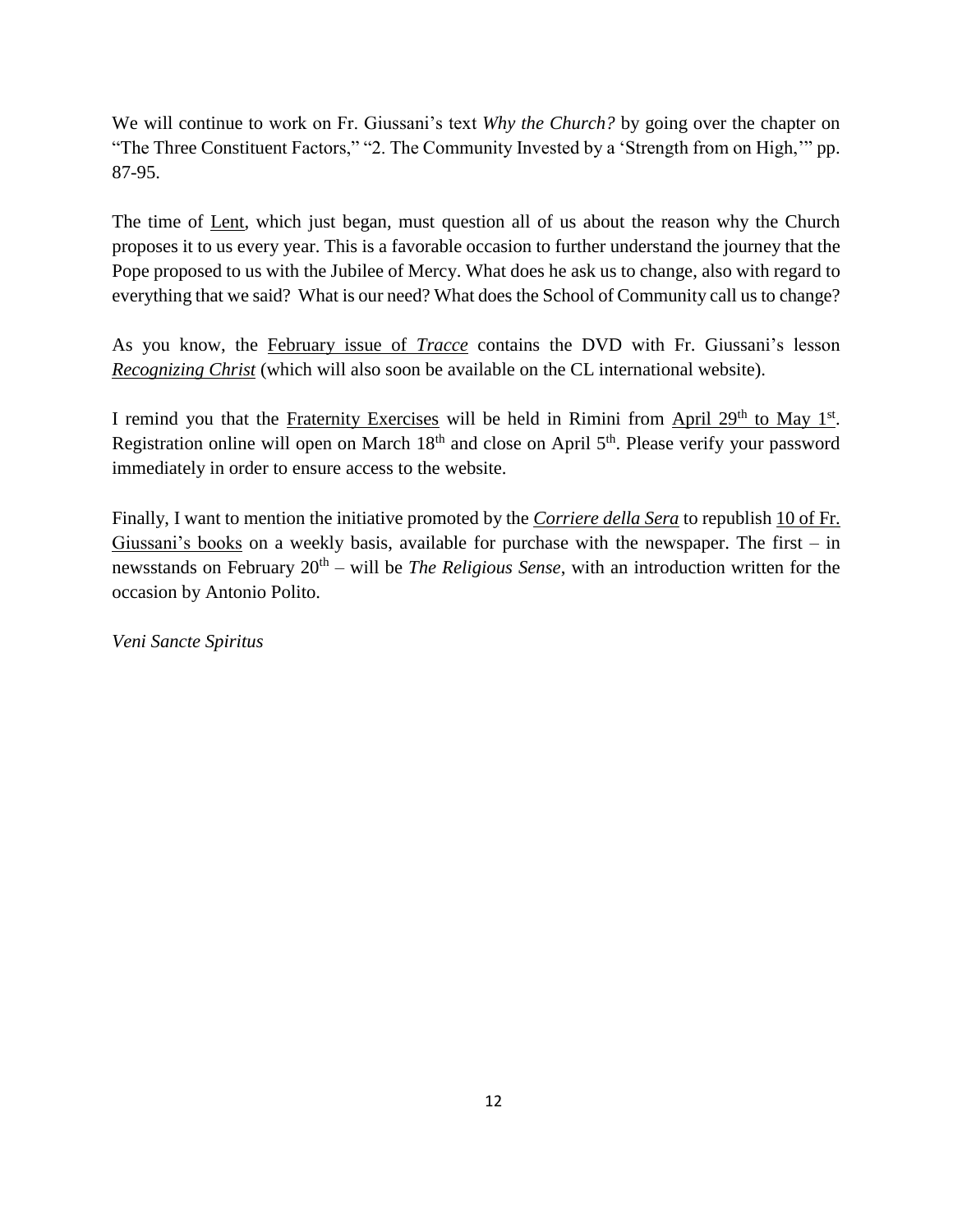We will continue to work on Fr. Giussani's text *Why the Church?* by going over the chapter on "The Three Constituent Factors," "2. The Community Invested by a 'Strength from on High,'" pp. 87-95.

The time of Lent, which just began, must question all of us about the reason why the Church proposes it to us every year. This is a favorable occasion to further understand the journey that the Pope proposed to us with the Jubilee of Mercy. What does he ask us to change, also with regard to everything that we said? What is our need? What does the School of Community call us to change?

As you know, the February issue of *Tracce* contains the DVD with Fr. Giussani's lesson *Recognizing Christ* (which will also soon be available on the CL international website).

I remind you that the Fraternity Exercises will be held in Rimini from April 29th to May 1st. Registration online will open on March 18th and close on April 5th. Please verify your password immediately in order to ensure access to the website.

Finally, I want to mention the initiative promoted by the *Corriere della Sera* to republish 10 of Fr. Giussani's books on a weekly basis, available for purchase with the newspaper. The first – in newsstands on February 20th – will be *The Religious Sense*, with an introduction written for the occasion by Antonio Polito.

*Veni Sancte Spiritus*